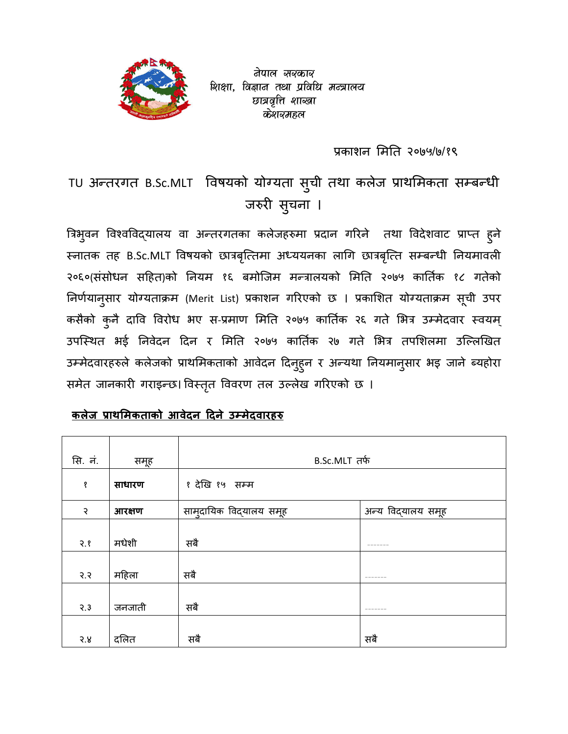नेपाल सरकार
शिक्षा, विज्ञान तथा प्रविधि मन्त्रालय
छात्रवृत्ति शाखा
केशरमहल

प्रकाशन मिति २०७५/७/१९

# TU अन्तरगत B.Sc.MLT विषयको योग्यता सुची तथा कलेज प्राथमिकता सम्बन्धी जरुरी सुचना ।

त्रिभुवन विश्वविद्यालय वा अन्तरगतका कलेजहरुमा प्रदान गरिने तथा विदेशवाट प्राप्त हुने स्नातक तह B.Sc.MLT विषयको छात्रबृत्तिमा अध्ययनका लागि छात्रबृत्ति सम्बन्धी नियमावली २०६०(संसोधन सहित)को नियम १६ बमोजिम मन्त्रालयको मिति २०७५ कार्तिक १८ गतेको निर्णयानुसार योग्यताक्रम (Merit List) प्रकाशन गरिएको छ । प्रकाशित योग्यताक्रम सूची उपर कसैको कुनै दावि विरोध भए स-प्रमाण मिति २०७५ कार्तिक २६ गते भित्र उम्मेदवार स्वयम् उपस्थित भई निवेदन दिन र मिति २०७५ कार्तिक २७ गते भित्र तपशिलमा उल्लिखित उम्मेदवारहरुले कलेजको प्राथमिकताको आवेदन दिनुहुन र अन्यथा नियमानुसार भइ जाने ब्यहोरा समेत जानकारी गराइन्छ। विस्तृत विवरण तल उल्लेख गरिएको छ ।

**कलेज प्राथमिकताको आवेदन दिने उम्मेदवारहरु**

| सि. नं. | समूह | B.Sc.MLT तर्फ | |
|---|---|---|---|
| १ | **साधारण** | १ देखि १५ सम्म | |
| २ | **आरक्षण** | सामुदायिक विद्यालय समूह | अन्य विद्यालय समूह |
| २.१ | मधेशी | सबै | ------- |
| २.२ | महिला | सबै | ------- |
| २.३ | जनजाती | सबै | ------- |
| २.४ | दलित | सबै | सबै |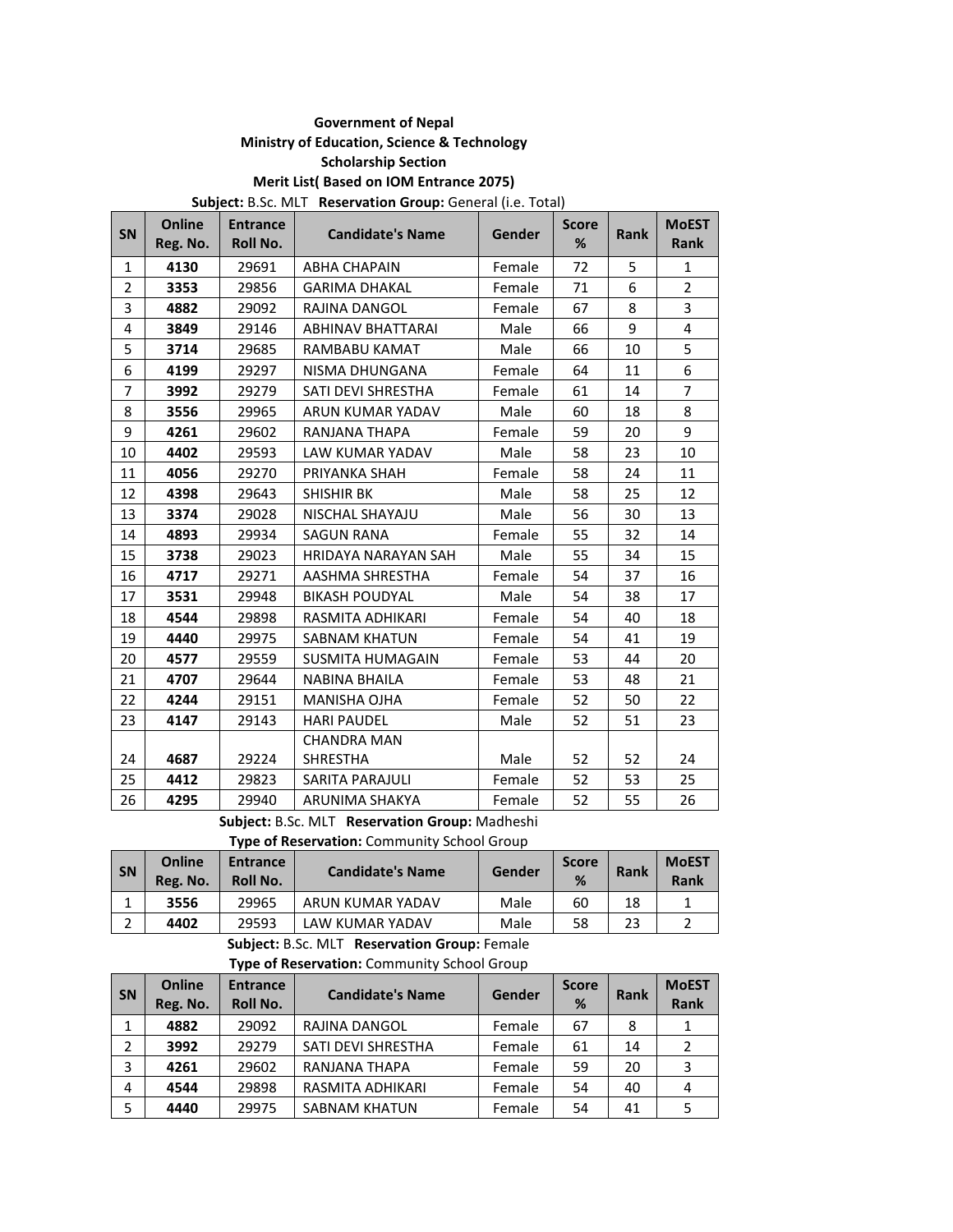**Government of Nepal**

**Ministry of Education, Science & Technology**

**Scholarship Section**

**Merit List( Based on IOM Entrance 2075)**

**Subject:** B.Sc. MLT **Reservation Group:** General (i.e. Total)

| SN | Online Reg. No. | Entrance Roll No. | Candidate's Name | Gender | Score % | Rank | MoEST Rank |
|---|---|---|---|---|---|---|---|
| 1 | **4130** | 29691 | ABHA CHAPAIN | Female | 72 | 5 | 1 |
| 2 | **3353** | 29856 | GARIMA DHAKAL | Female | 71 | 6 | 2 |
| 3 | **4882** | 29092 | RAJINA DANGOL | Female | 67 | 8 | 3 |
| 4 | **3849** | 29146 | ABHINAV BHATTARAI | Male | 66 | 9 | 4 |
| 5 | **3714** | 29685 | RAMBABU KAMAT | Male | 66 | 10 | 5 |
| 6 | **4199** | 29297 | NISMA DHUNGANA | Female | 64 | 11 | 6 |
| 7 | **3992** | 29279 | SATI DEVI SHRESTHA | Female | 61 | 14 | 7 |
| 8 | **3556** | 29965 | ARUN KUMAR YADAV | Male | 60 | 18 | 8 |
| 9 | **4261** | 29602 | RANJANA THAPA | Female | 59 | 20 | 9 |
| 10 | **4402** | 29593 | LAW KUMAR YADAV | Male | 58 | 23 | 10 |
| 11 | **4056** | 29270 | PRIYANKA SHAH | Female | 58 | 24 | 11 |
| 12 | **4398** | 29643 | SHISHIR BK | Male | 58 | 25 | 12 |
| 13 | **3374** | 29028 | NISCHAL SHAYAJU | Male | 56 | 30 | 13 |
| 14 | **4893** | 29934 | SAGUN RANA | Female | 55 | 32 | 14 |
| 15 | **3738** | 29023 | HRIDAYA NARAYAN SAH | Male | 55 | 34 | 15 |
| 16 | **4717** | 29271 | AASHMA SHRESTHA | Female | 54 | 37 | 16 |
| 17 | **3531** | 29948 | BIKASH POUDYAL | Male | 54 | 38 | 17 |
| 18 | **4544** | 29898 | RASMITA ADHIKARI | Female | 54 | 40 | 18 |
| 19 | **4440** | 29975 | SABNAM KHATUN | Female | 54 | 41 | 19 |
| 20 | **4577** | 29559 | SUSMITA HUMAGAIN | Female | 53 | 44 | 20 |
| 21 | **4707** | 29644 | NABINA BHAILA | Female | 53 | 48 | 21 |
| 22 | **4244** | 29151 | MANISHA OJHA | Female | 52 | 50 | 22 |
| 23 | **4147** | 29143 | HARI PAUDEL | Male | 52 | 51 | 23 |
| 24 | **4687** | 29224 | CHANDRA MAN SHRESTHA | Male | 52 | 52 | 24 |
| 25 | **4412** | 29823 | SARITA PARAJULI | Female | 52 | 53 | 25 |
| 26 | **4295** | 29940 | ARUNIMA SHAKYA | Female | 52 | 55 | 26 |

**Subject:** B.Sc. MLT **Reservation Group:** Madheshi

**Type of Reservation:** Community School Group

| SN | Online Reg. No. | Entrance Roll No. | Candidate's Name | Gender | Score % | Rank | MoEST Rank |
|---|---|---|---|---|---|---|---|
| 1 | **3556** | 29965 | ARUN KUMAR YADAV | Male | 60 | 18 | 1 |
| 2 | **4402** | 29593 | LAW KUMAR YADAV | Male | 58 | 23 | 2 |

**Subject:** B.Sc. MLT **Reservation Group:** Female

**Type of Reservation:** Community School Group

| SN | Online Reg. No. | Entrance Roll No. | Candidate's Name | Gender | Score % | Rank | MoEST Rank |
|---|---|---|---|---|---|---|---|
| 1 | **4882** | 29092 | RAJINA DANGOL | Female | 67 | 8 | 1 |
| 2 | **3992** | 29279 | SATI DEVI SHRESTHA | Female | 61 | 14 | 2 |
| 3 | **4261** | 29602 | RANJANA THAPA | Female | 59 | 20 | 3 |
| 4 | **4544** | 29898 | RASMITA ADHIKARI | Female | 54 | 40 | 4 |
| 5 | **4440** | 29975 | SABNAM KHATUN | Female | 54 | 41 | 5 |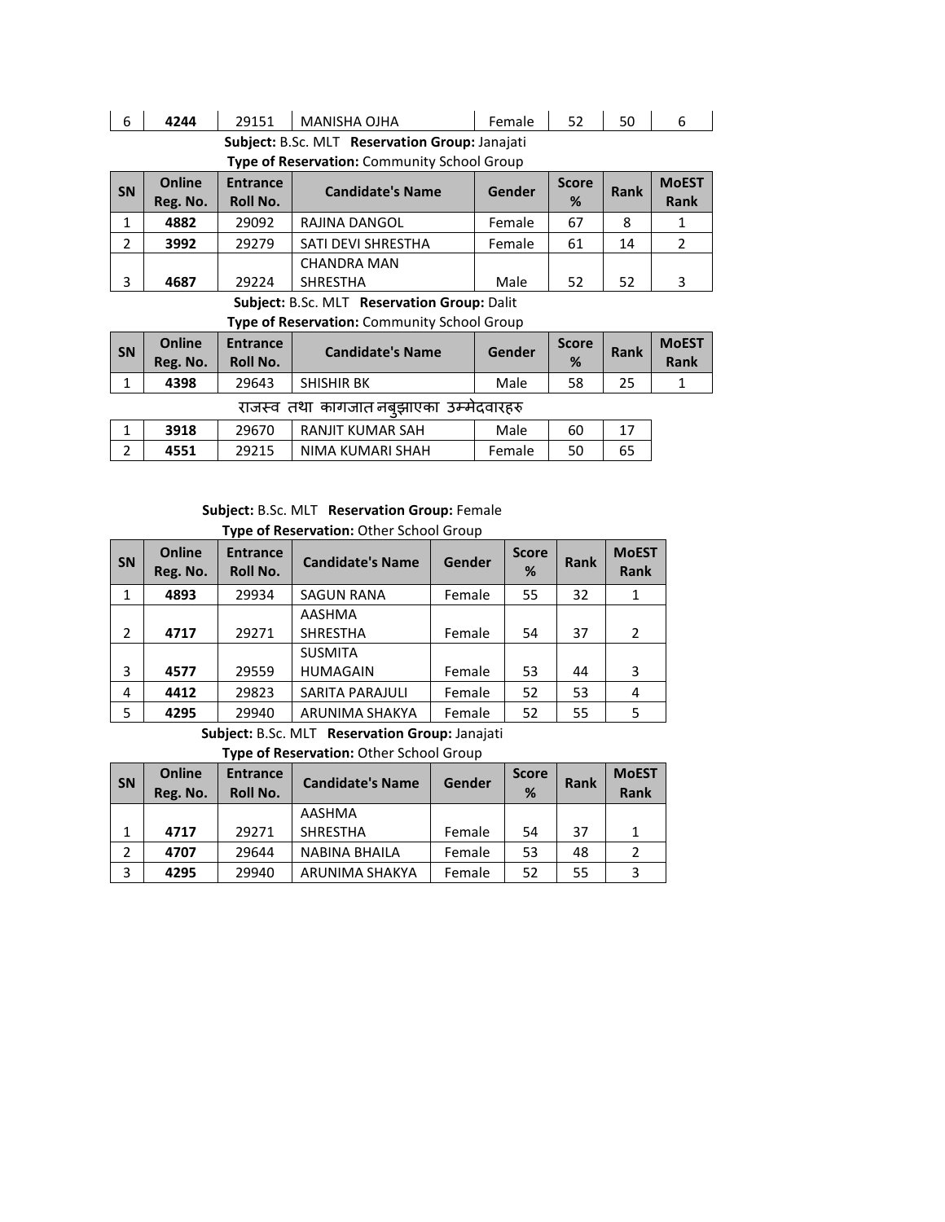| | | | | | | | |
|---|---|---|---|---|---|---|---|
| 6 | **4244** | 29151 | MANISHA OJHA | Female | 52 | 50 | 6 |

**Subject:** B.Sc. MLT **Reservation Group:** Janajati

**Type of Reservation:** Community School Group

| SN | Online Reg. No. | Entrance Roll No. | Candidate's Name | Gender | Score % | Rank | MoEST Rank |
|---|---|---|---|---|---|---|---|
| 1 | **4882** | 29092 | RAJINA DANGOL | Female | 67 | 8 | 1 |
| 2 | **3992** | 29279 | SATI DEVI SHRESTHA | Female | 61 | 14 | 2 |
| 3 | **4687** | 29224 | CHANDRA MAN SHRESTHA | Male | 52 | 52 | 3 |

**Subject:** B.Sc. MLT **Reservation Group:** Dalit

**Type of Reservation:** Community School Group

| SN | Online Reg. No. | Entrance Roll No. | Candidate's Name | Gender | Score % | Rank | MoEST Rank |
|---|---|---|---|---|---|---|---|
| 1 | **4398** | 29643 | SHISHIR BK | Male | 58 | 25 | 1 |

राजस्व तथा कागजात नबुझाएका उम्मेदवारहरु

| | | | | | | |
|---|---|---|---|---|---|---|
| 1 | **3918** | 29670 | RANJIT KUMAR SAH | Male | 60 | 17 |
| 2 | **4551** | 29215 | NIMA KUMARI SHAH | Female | 50 | 65 |

**Subject:** B.Sc. MLT **Reservation Group:** Female

**Type of Reservation:** Other School Group

| SN | Online Reg. No. | Entrance Roll No. | Candidate's Name | Gender | Score % | Rank | MoEST Rank |
|---|---|---|---|---|---|---|---|
| 1 | **4893** | 29934 | SAGUN RANA | Female | 55 | 32 | 1 |
| 2 | **4717** | 29271 | AASHMA SHRESTHA | Female | 54 | 37 | 2 |
| 3 | **4577** | 29559 | SUSMITA HUMAGAIN | Female | 53 | 44 | 3 |
| 4 | **4412** | 29823 | SARITA PARAJULI | Female | 52 | 53 | 4 |
| 5 | **4295** | 29940 | ARUNIMA SHAKYA | Female | 52 | 55 | 5 |

**Subject:** B.Sc. MLT **Reservation Group:** Janajati

**Type of Reservation:** Other School Group

| SN | Online Reg. No. | Entrance Roll No. | Candidate's Name | Gender | Score % | Rank | MoEST Rank |
|---|---|---|---|---|---|---|---|
| 1 | **4717** | 29271 | AASHMA SHRESTHA | Female | 54 | 37 | 1 |
| 2 | **4707** | 29644 | NABINA BHAILA | Female | 53 | 48 | 2 |
| 3 | **4295** | 29940 | ARUNIMA SHAKYA | Female | 52 | 55 | 3 |